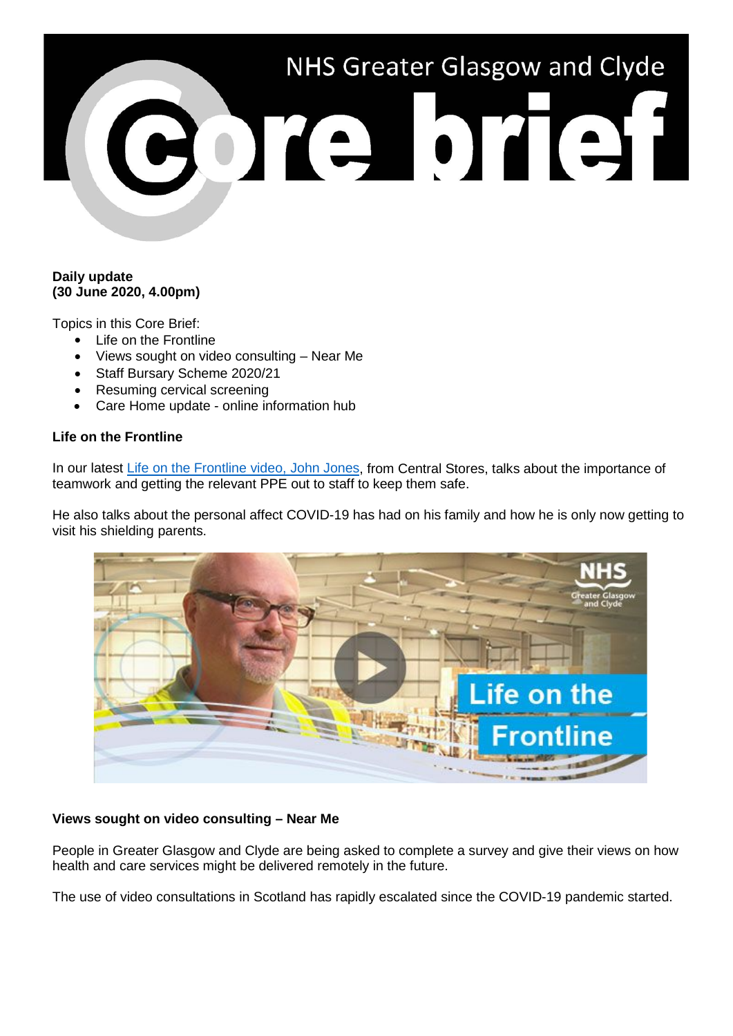# NHS Greater Glasgow and Clyde Core brief

**Daily update**
**(30 June 2020, 4.00pm)**

Topics in this Core Brief:

- Life on the Frontline
- Views sought on video consulting – Near Me
- Staff Bursary Scheme 2020/21
- Resuming cervical screening
- Care Home update - online information hub

**Life on the Frontline**

In our latest Life on the Frontline video, John Jones, from Central Stores, talks about the importance of teamwork and getting the relevant PPE out to staff to keep them safe.

He also talks about the personal affect COVID-19 has had on his family and how he is only now getting to visit his shielding parents.

**Views sought on video consulting – Near Me**

People in Greater Glasgow and Clyde are being asked to complete a survey and give their views on how health and care services might be delivered remotely in the future.

The use of video consultations in Scotland has rapidly escalated since the COVID-19 pandemic started.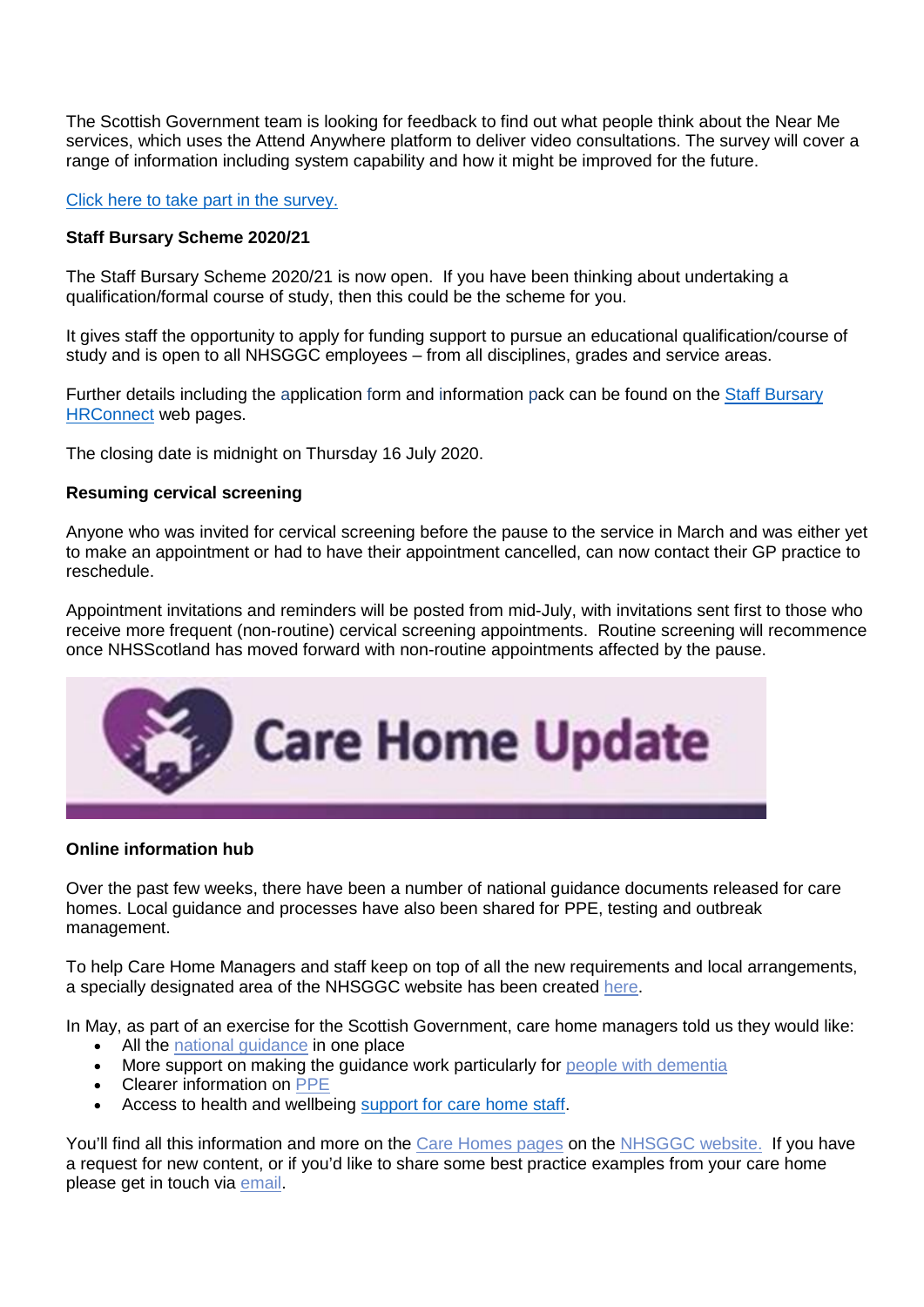The Scottish Government team is looking for feedback to find out what people think about the Near Me services, which uses the Attend Anywhere platform to deliver video consultations. The survey will cover a range of information including system capability and how it might be improved for the future.

Click here to take part in the survey.

**Staff Bursary Scheme 2020/21**

The Staff Bursary Scheme 2020/21 is now open. If you have been thinking about undertaking a qualification/formal course of study, then this could be the scheme for you.

It gives staff the opportunity to apply for funding support to pursue an educational qualification/course of study and is open to all NHSGGC employees – from all disciplines, grades and service areas.

Further details including the application form and information pack can be found on the Staff Bursary HRConnect web pages.

The closing date is midnight on Thursday 16 July 2020.

**Resuming cervical screening**

Anyone who was invited for cervical screening before the pause to the service in March and was either yet to make an appointment or had to have their appointment cancelled, can now contact their GP practice to reschedule.

Appointment invitations and reminders will be posted from mid-July, with invitations sent first to those who receive more frequent (non-routine) cervical screening appointments. Routine screening will recommence once NHSScotland has moved forward with non-routine appointments affected by the pause.

## Care Home Update

**Online information hub**

Over the past few weeks, there have been a number of national guidance documents released for care homes. Local guidance and processes have also been shared for PPE, testing and outbreak management.

To help Care Home Managers and staff keep on top of all the new requirements and local arrangements, a specially designated area of the NHSGGC website has been created here.

In May, as part of an exercise for the Scottish Government, care home managers told us they would like:

- All the national guidance in one place
- More support on making the guidance work particularly for people with dementia
- Clearer information on PPE
- Access to health and wellbeing support for care home staff.

You'll find all this information and more on the Care Homes pages on the NHSGGC website. If you have a request for new content, or if you'd like to share some best practice examples from your care home please get in touch via email.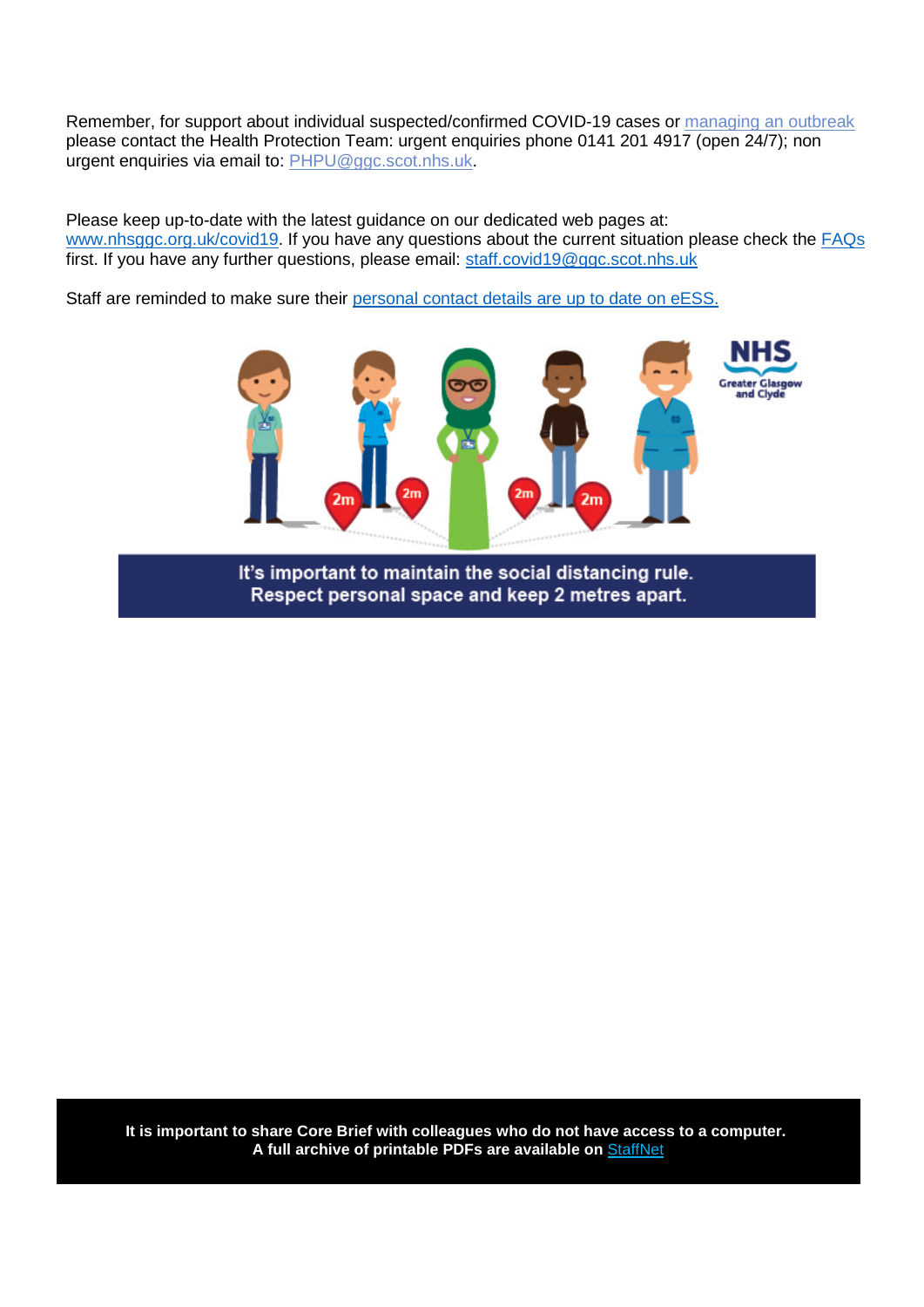Remember, for support about individual suspected/confirmed COVID-19 cases or managing an outbreak please contact the Health Protection Team: urgent enquiries phone 0141 201 4917 (open 24/7); non urgent enquiries via email to: PHPU@ggc.scot.nhs.uk.

Please keep up-to-date with the latest guidance on our dedicated web pages at: www.nhsggc.org.uk/covid19. If you have any questions about the current situation please check the FAQs first. If you have any further questions, please email: staff.covid19@ggc.scot.nhs.uk

Staff are reminded to make sure their personal contact details are up to date on eESS.

2m 2m 2m 2m

NHS Greater Glasgow and Clyde

It's important to maintain the social distancing rule.
Respect personal space and keep 2 metres apart.

**It is important to share Core Brief with colleagues who do not have access to a computer.**
**A full archive of printable PDFs are available on** StaffNet